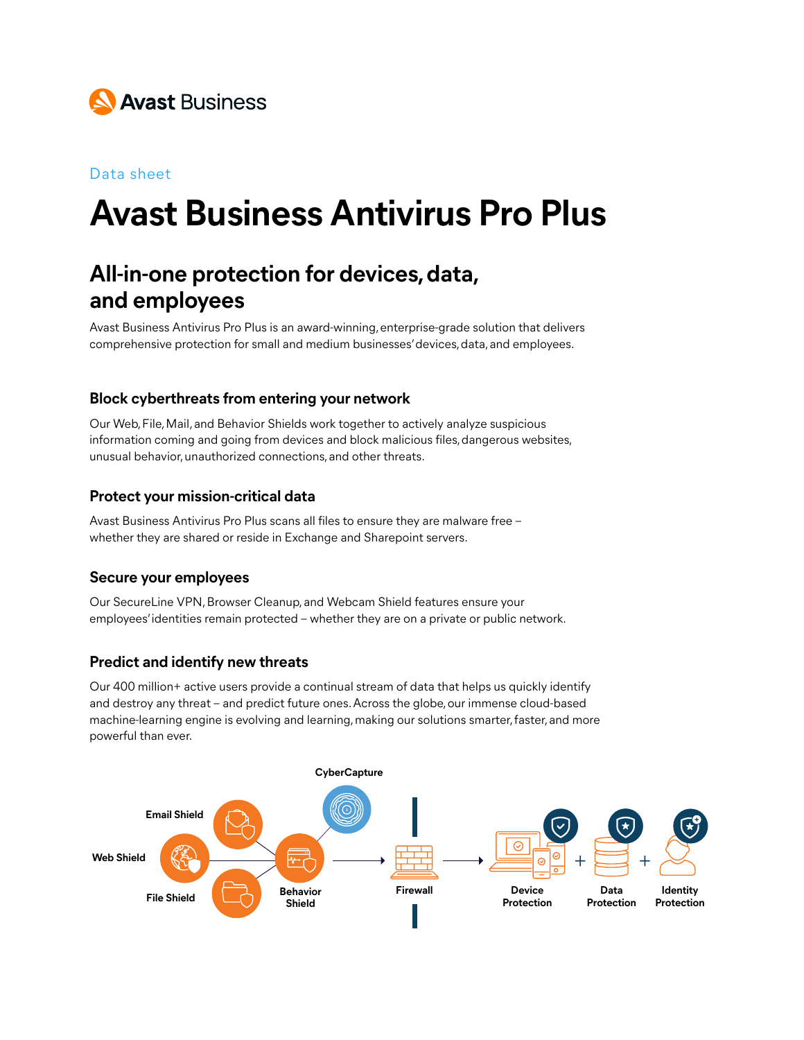Avast Business

Data sheet

# Avast Business Antivirus Pro Plus

## All-in-one protection for devices, data, and employees

Avast Business Antivirus Pro Plus is an award-winning, enterprise-grade solution that delivers comprehensive protection for small and medium businesses' devices, data, and employees.

### Block cyberthreats from entering your network

Our Web, File, Mail, and Behavior Shields work together to actively analyze suspicious information coming and going from devices and block malicious files, dangerous websites, unusual behavior, unauthorized connections, and other threats.

### Protect your mission-critical data

Avast Business Antivirus Pro Plus scans all files to ensure they are malware free – whether they are shared or reside in Exchange and Sharepoint servers.

### Secure your employees

Our SecureLine VPN, Browser Cleanup, and Webcam Shield features ensure your employees' identities remain protected – whether they are on a private or public network.

### Predict and identify new threats

Our 400 million+ active users provide a continual stream of data that helps us quickly identify and destroy any threat – and predict future ones. Across the globe, our immense cloud-based machine-learning engine is evolving and learning, making our solutions smarter, faster, and more powerful than ever.

CyberCapture

Email Shield

Web Shield

File Shield

Behavior Shield

Firewall

Device Protection + Data Protection + Identity Protection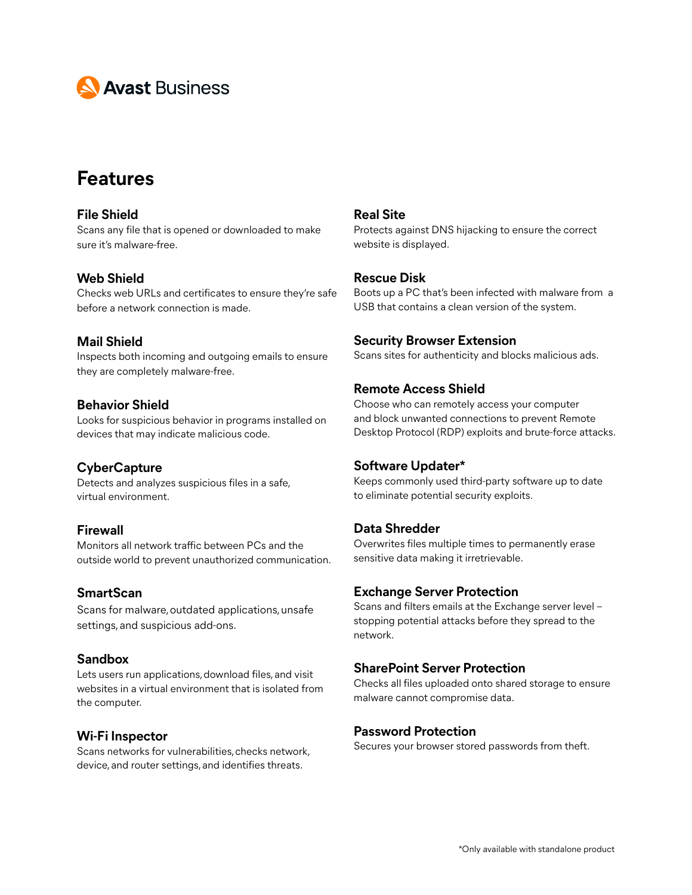# Features

### File Shield
Scans any file that is opened or downloaded to make sure it's malware-free.

### Web Shield
Checks web URLs and certificates to ensure they're safe before a network connection is made.

### Mail Shield
Inspects both incoming and outgoing emails to ensure they are completely malware-free.

### Behavior Shield
Looks for suspicious behavior in programs installed on devices that may indicate malicious code.

### CyberCapture
Detects and analyzes suspicious files in a safe, virtual environment.

### Firewall
Monitors all network traffic between PCs and the outside world to prevent unauthorized communication.

### SmartScan
Scans for malware, outdated applications, unsafe settings, and suspicious add-ons.

### Sandbox
Lets users run applications, download files, and visit websites in a virtual environment that is isolated from the computer.

### Wi-Fi Inspector
Scans networks for vulnerabilities, checks network, device, and router settings, and identifies threats.

### Real Site
Protects against DNS hijacking to ensure the correct website is displayed.

### Rescue Disk
Boots up a PC that's been infected with malware from a USB that contains a clean version of the system.

### Security Browser Extension
Scans sites for authenticity and blocks malicious ads.

### Remote Access Shield
Choose who can remotely access your computer and block unwanted connections to prevent Remote Desktop Protocol (RDP) exploits and brute-force attacks.

### Software Updater*
Keeps commonly used third-party software up to date to eliminate potential security exploits.

### Data Shredder
Overwrites files multiple times to permanently erase sensitive data making it irretrievable.

### Exchange Server Protection
Scans and filters emails at the Exchange server level – stopping potential attacks before they spread to the network.

### SharePoint Server Protection
Checks all files uploaded onto shared storage to ensure malware cannot compromise data.

### Password Protection
Secures your browser stored passwords from theft.

*Only available with standalone product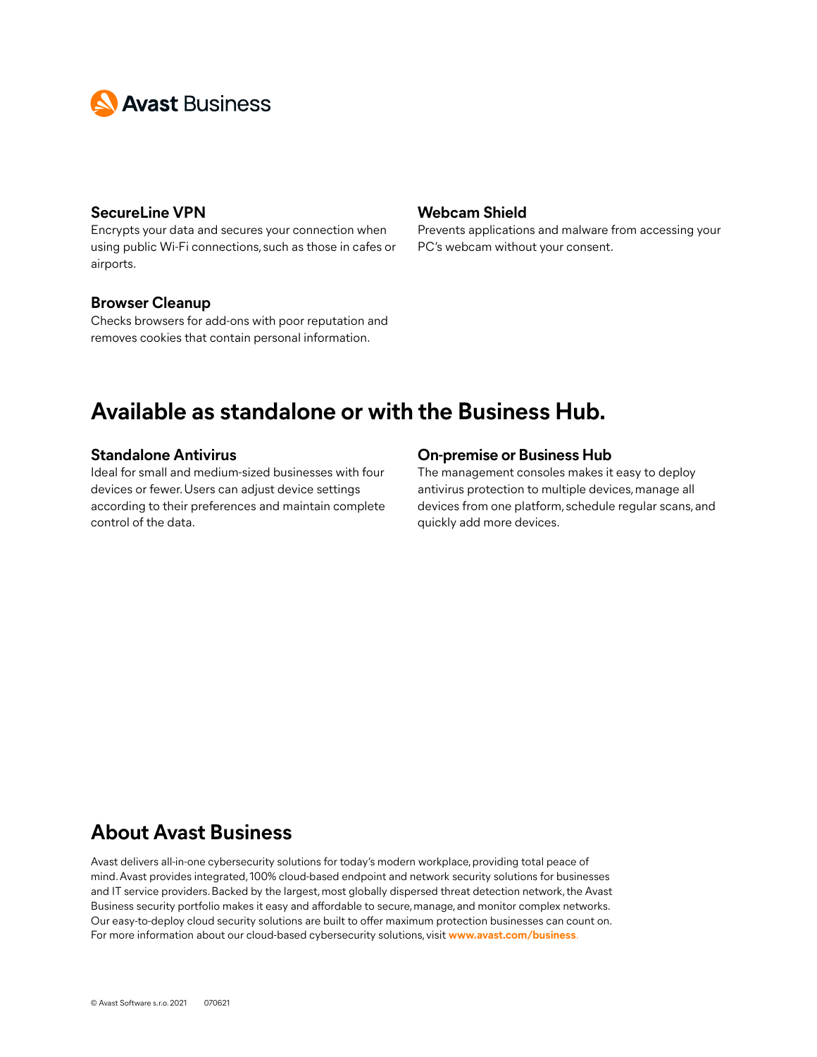Avast Business

### SecureLine VPN

Encrypts your data and secures your connection when using public Wi-Fi connections, such as those in cafes or airports.

### Browser Cleanup

Checks browsers for add-ons with poor reputation and removes cookies that contain personal information.

### Webcam Shield

Prevents applications and malware from accessing your PC's webcam without your consent.

## Available as standalone or with the Business Hub.

### Standalone Antivirus

Ideal for small and medium-sized businesses with four devices or fewer. Users can adjust device settings according to their preferences and maintain complete control of the data.

### On-premise or Business Hub

The management consoles makes it easy to deploy antivirus protection to multiple devices, manage all devices from one platform, schedule regular scans, and quickly add more devices.

## About Avast Business

Avast delivers all-in-one cybersecurity solutions for today's modern workplace, providing total peace of mind. Avast provides integrated, 100% cloud-based endpoint and network security solutions for businesses and IT service providers. Backed by the largest, most globally dispersed threat detection network, the Avast Business security portfolio makes it easy and affordable to secure, manage, and monitor complex networks. Our easy-to-deploy cloud security solutions are built to offer maximum protection businesses can count on. For more information about our cloud-based cybersecurity solutions, visit **www.avast.com/business**.

© Avast Software s.r.o. 2021 070621